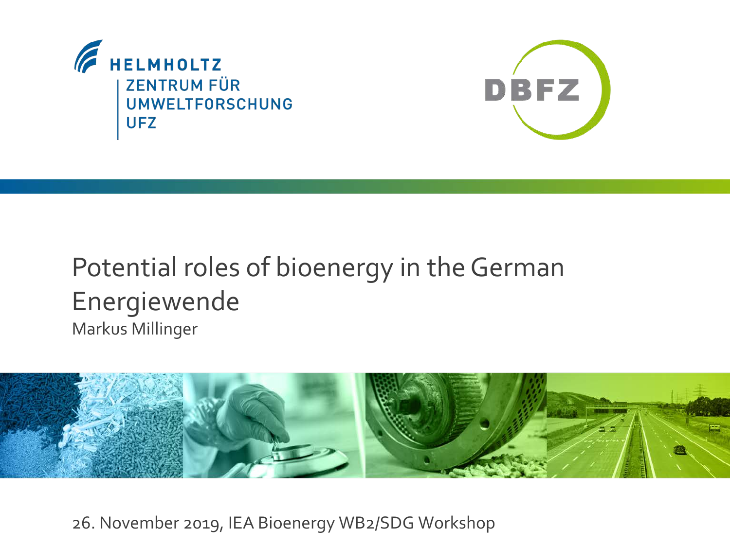HELMHOLTZ
ZENTRUM FÜR
UMWELTFORSCHUNG
UFZ

DBFZ

# Potential roles of bioenergy in the German Energiewende

Markus Millinger

26. November 2019, IEA Bioenergy WB2/SDG Workshop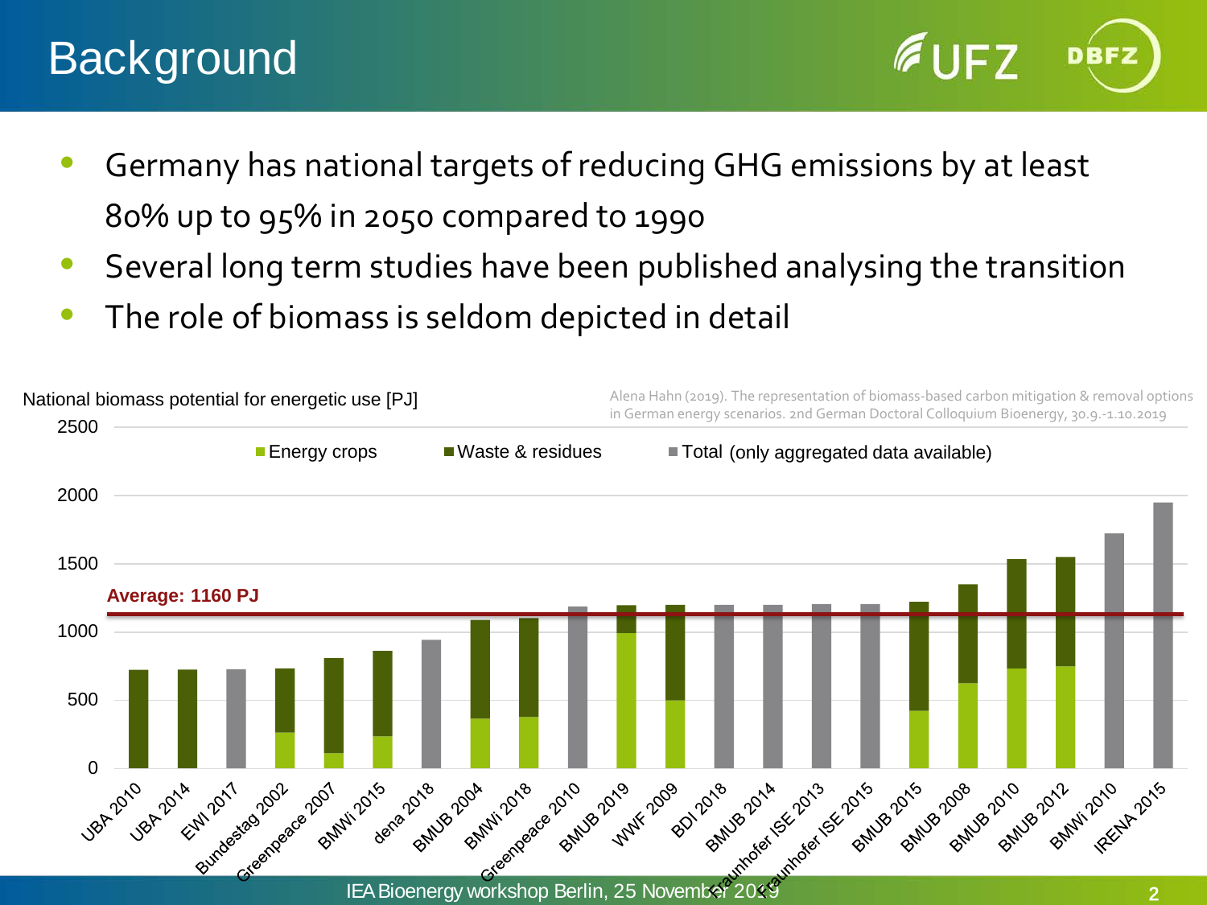# Background

- Germany has national targets of reducing GHG emissions by at least 80% up to 95% in 2050 compared to 1990
- Several long term studies have been published analysing the transition
- The role of biomass is seldom depicted in detail

National biomass potential for energetic use [PJ]

Alena Hahn (2019). The representation of biomass-based carbon mitigation & removal options in German energy scenarios. 2nd German Doctoral Colloquium Bioenergy, 30.9.-1.10.2019

Energy crops | Waste & residues | Total (only aggregated data available)

Average: 1160 PJ

UBA 2010, UBA 2014, EWI 2017, Bundestag 2002, Greenpeace 2007, BMWi 2015, dena 2018, BMUB 2004, BMWi 2018, Greenpeace 2010, BMUB 2019, WWF 2009, BDI 2018, BMUB 2014, Fraunhofer ISE 2013, Fraunhofer ISE 2015, BMUB 2015, BMUB 2008, BMUB 2010, BMUB 2012, BMWi 2010, IRENA 2015

IEA Bioenergy workshop Berlin, 25 November 2019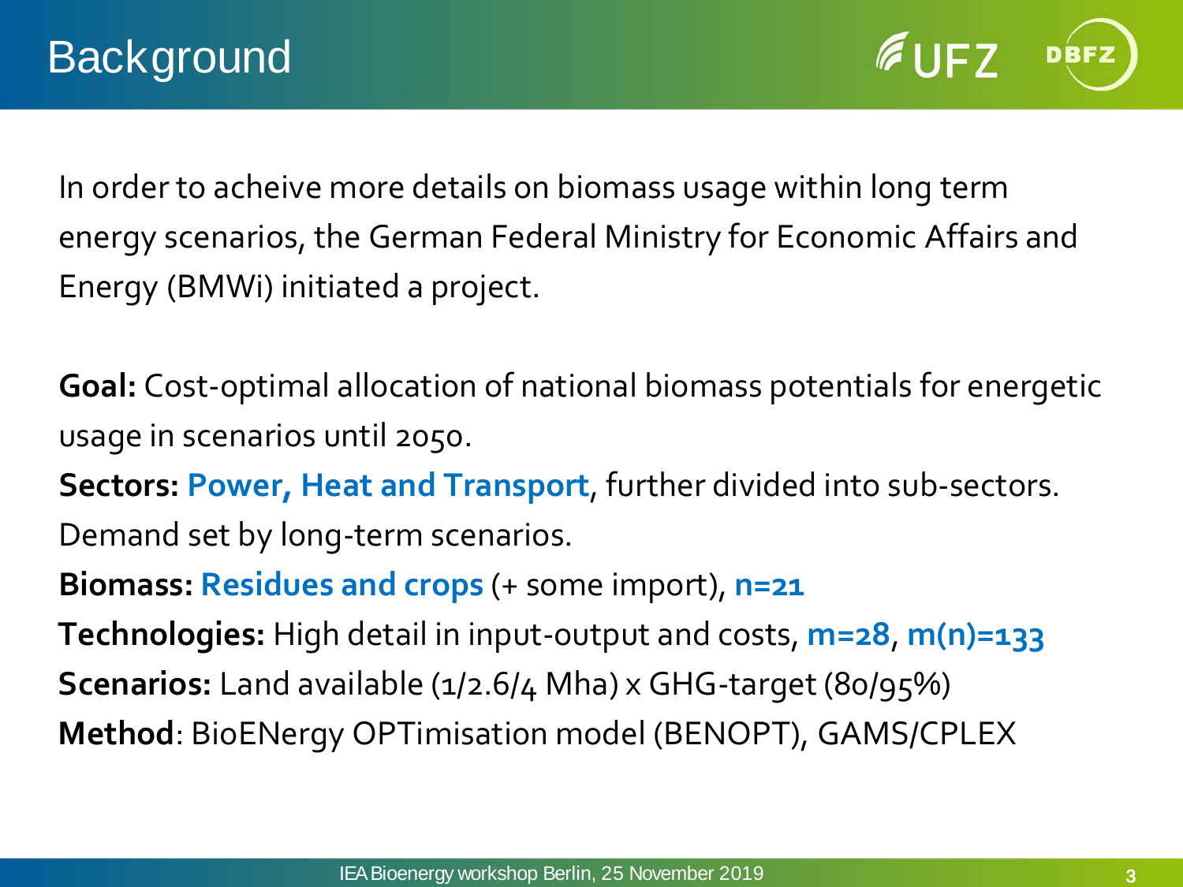# Background

In order to acheive more details on biomass usage within long term energy scenarios, the German Federal Ministry for Economic Affairs and Energy (BMWi) initiated a project.

**Goal:** Cost-optimal allocation of national biomass potentials for energetic usage in scenarios until 2050.

**Sectors:** **Power, Heat and Transport**, further divided into sub-sectors. Demand set by long-term scenarios.

**Biomass:** **Residues and crops** (+ some import), **n=21**

**Technologies:** High detail in input-output and costs, **m=28**, **m(n)=133**

**Scenarios:** Land available (1/2.6/4 Mha) x GHG-target (80/95%)

**Method**: BioENergy OPTimisation model (BENOPT), GAMS/CPLEX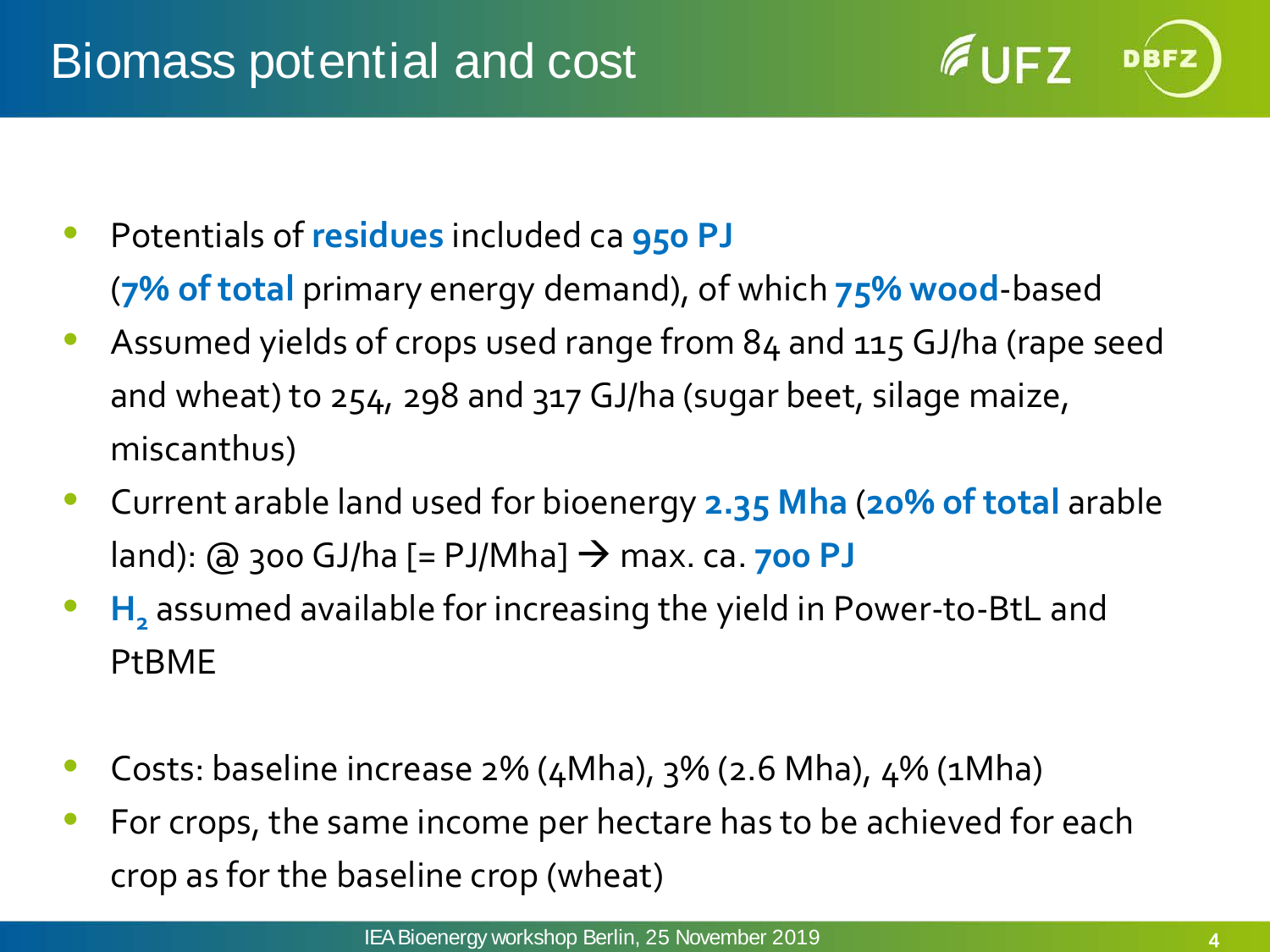# Biomass potential and cost

- Potentials of **residues** included ca **950 PJ** (**7% of total** primary energy demand), of which **75% wood**-based
- Assumed yields of crops used range from 84 and 115 GJ/ha (rape seed and wheat) to 254, 298 and 317 GJ/ha (sugar beet, silage maize, miscanthus)
- Current arable land used for bioenergy **2.35 Mha** (**20% of total** arable land): @ 300 GJ/ha [= PJ/Mha] → max. ca. **700 PJ**
- **$H_2$** assumed available for increasing the yield in Power-to-BtL and PtBME

- Costs: baseline increase 2% (4Mha), 3% (2.6 Mha), 4% (1Mha)
- For crops, the same income per hectare has to be achieved for each crop as for the baseline crop (wheat)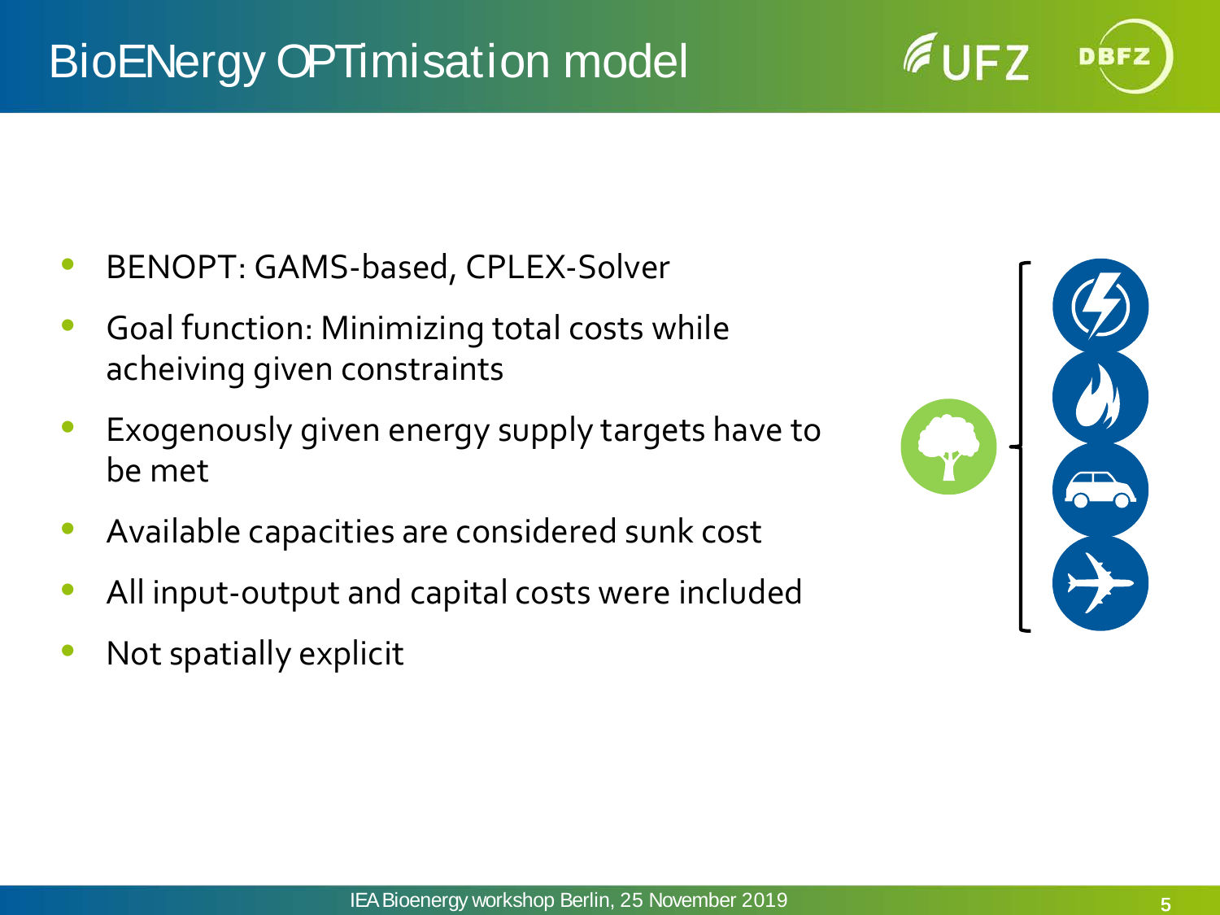# BioENergy OPTimisation model

- BENOPT: GAMS-based, CPLEX-Solver
- Goal function: Minimizing total costs while acheiving given constraints
- Exogenously given energy supply targets have to be met
- Available capacities are considered sunk cost
- All input-output and capital costs were included
- Not spatially explicit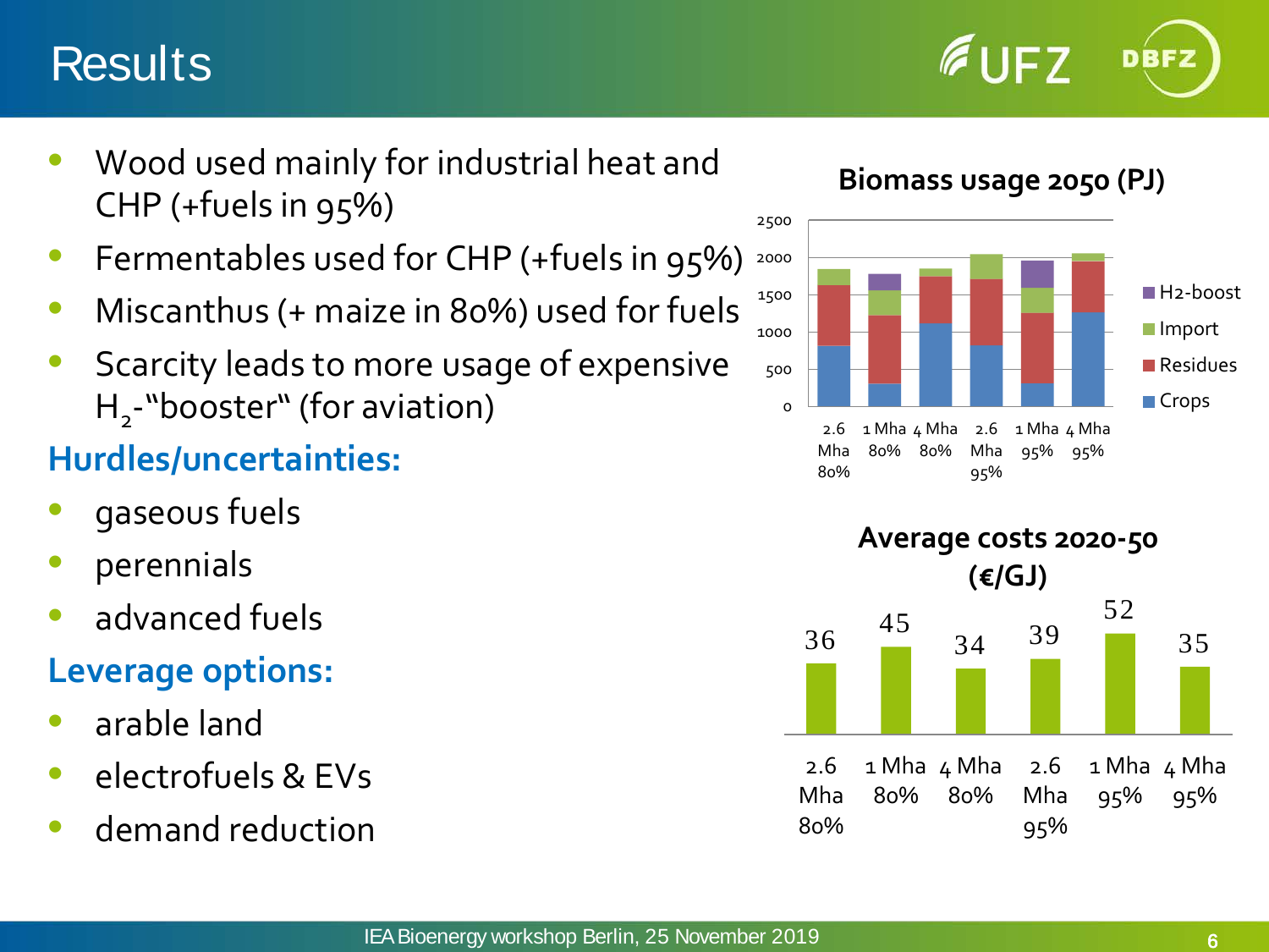# Results

- Wood used mainly for industrial heat and CHP (+fuels in 95%)
- Fermentables used for CHP (+fuels in 95%)
- Miscanthus (+ maize in 80%) used for fuels
- Scarcity leads to more usage of expensive $H_2$-"booster" (for aviation)

## Hurdles/uncertainties:

- gaseous fuels
- perennials
- advanced fuels

## Leverage options:

- arable land
- electrofuels & EVs
- demand reduction

**Biomass usage 2050 (PJ)**

Legend: H2-boost, Import, Residues, Crops

Scenarios: 2.6 Mha 80%, 1 Mha 80%, 4 Mha 80%, 2.6 Mha 95%, 1 Mha 95%, 4 Mha 95%

**Average costs 2020-50 (€/GJ)**

| 2.6 Mha 80% | 1 Mha 80% | 4 Mha 80% | 2.6 Mha 95% | 1 Mha 95% | 4 Mha 95% |
|---|---|---|---|---|---|
| 36 | 45 | 34 | 39 | 52 | 35 |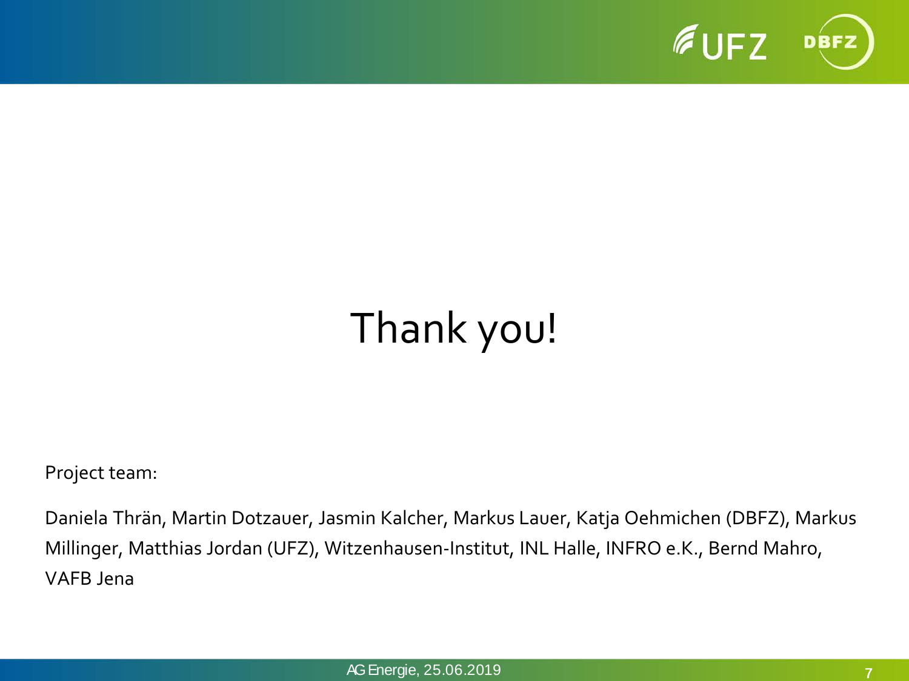# Thank you!

Project team:

Daniela Thrän, Martin Dotzauer, Jasmin Kalcher, Markus Lauer, Katja Oehmichen (DBFZ), Markus Millinger, Matthias Jordan (UFZ), Witzenhausen-Institut, INL Halle, INFRO e.K., Bernd Mahro, VAFB Jena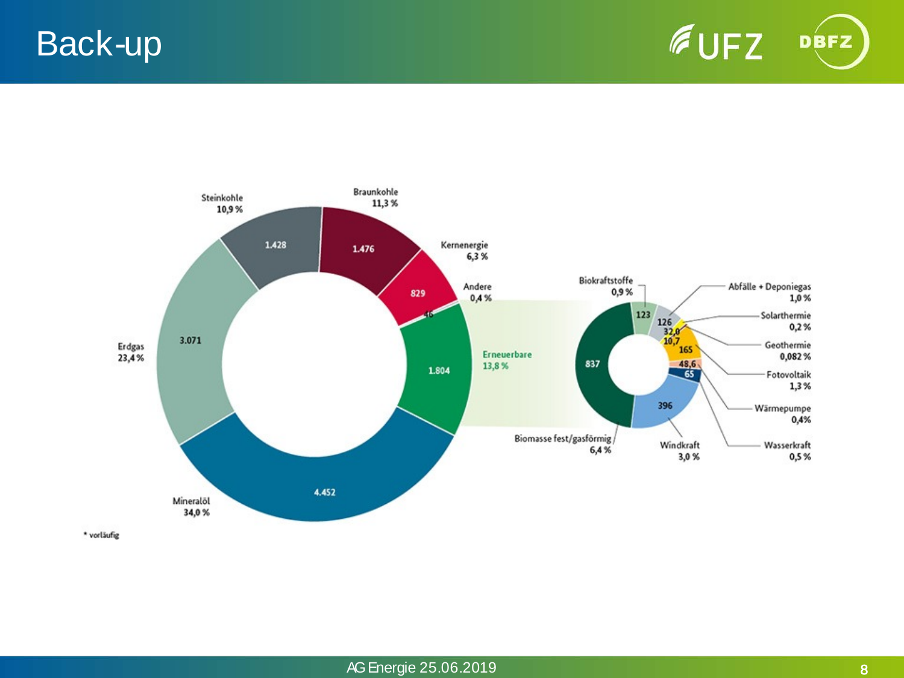# Back-up

| Energieträger | Wert | Anteil |
|---|---|---|
| Mineralöl | 4.452 | 34,0 % |
| Erdgas | 3.071 | 23,4 % |
| Steinkohle | 1.428 | 10,9 % |
| Braunkohle | 1.476 | 11,3 % |
| Kernenergie | 829 | 6,3 % |
| Andere | 46 | 0,4 % |
| Erneuerbare | 1.804 | 13,8 % |

| Erneuerbare | Wert | Anteil |
|---|---|---|
| Biomasse fest/gasförmig | 837 | 6,4 % |
| Biokraftstoffe | 123 | 0,9 % |
| Abfälle + Deponiegas | 126 | 1,0 % |
| Solarthermie | 32,0 | 0,2 % |
| Geothermie | 10,7 | 0,082 % |
| Fotovoltaik | 165 | 1,3 % |
| Wärmepumpe | 48,6 | 0,4% |
| Wasserkraft | 65 | 0,5 % |
| Windkraft | 396 | 3,0 % |

\* vorläufig

AG Energie 25.06.2019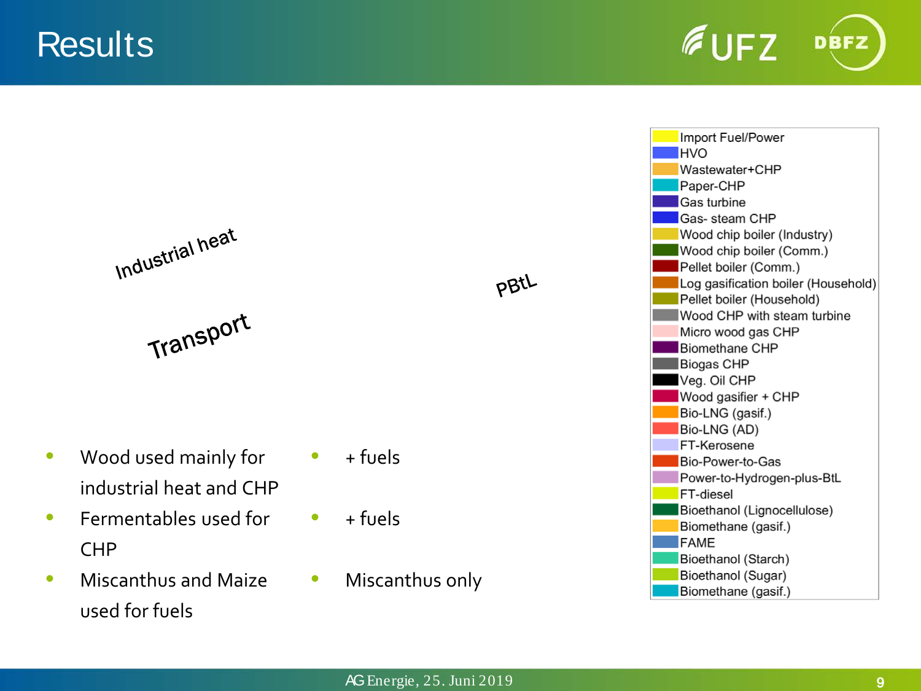# Results

Industrial heat

Transport

PBtL

- Wood used mainly for industrial heat and CHP
- Fermentables used for CHP
- Miscanthus and Maize used for fuels

- + fuels
- + fuels
- Miscanthus only

- Import Fuel/Power
- HVO
- Wastewater+CHP
- Paper-CHP
- Gas turbine
- Gas- steam CHP
- Wood chip boiler (Industry)
- Wood chip boiler (Comm.)
- Pellet boiler (Comm.)
- Log gasification boiler (Household)
- Pellet boiler (Household)
- Wood CHP with steam turbine
- Micro wood gas CHP
- Biomethane CHP
- Biogas CHP
- Veg. Oil CHP
- Wood gasifier + CHP
- Bio-LNG (gasif.)
- Bio-LNG (AD)
- FT-Kerosene
- Bio-Power-to-Gas
- Power-to-Hydrogen-plus-BtL
- FT-diesel
- Bioethanol (Lignocellulose)
- Biomethane (gasif.)
- FAME
- Bioethanol (Starch)
- Bioethanol (Sugar)
- Biomethane (gasif.)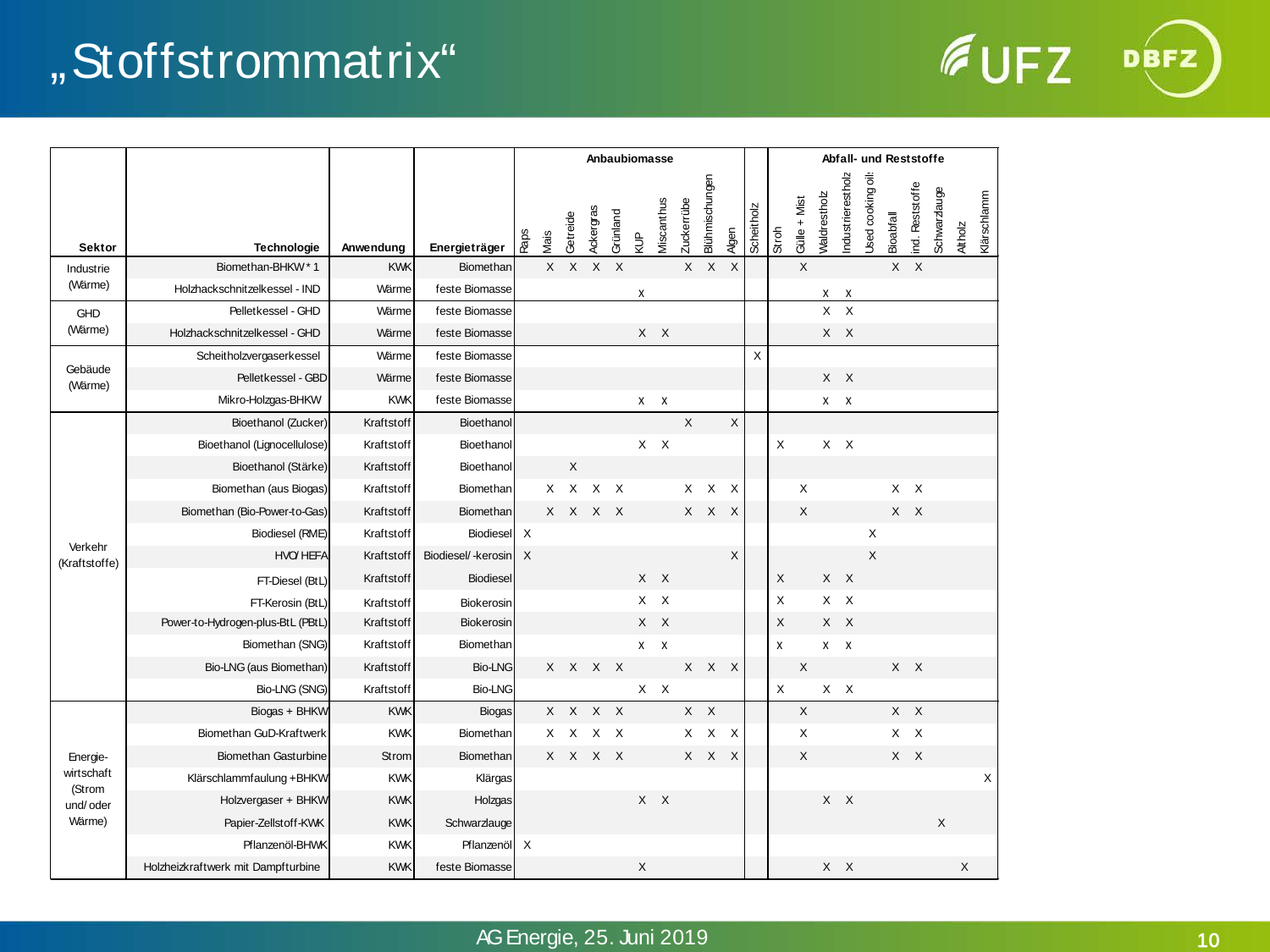# „Stoffstrommatrix“

| Sektor | Technologie | Anwendung | Energieträger | Anbaubiomasse | | | | | | | | | | | Abfall- und Reststoffe | | | | | | | | | |
|---|---|---|---|---|---|---|---|---|---|---|---|---|---|---|---|---|---|---|---|---|---|---|---|---|
| | | | | Raps | Mais | Getreide | Ackergras | Grünland | KUP | Miscanthus | Zuckerrübe | Blühmischungen | Algen | Scheitholz | Stroh | Gülle + Mist | Waldrestholz | Industrierestholz | Used cooking oils | Bioabfall | ind. Reststoffe | Schwarzlauge | Altholz | Klärschlamm |
| Industrie (Wärme) | Biomethan-BHKW*1 | KWK | Biomethan | | X | X | X | X | | | X | X | X | | | X | | | | X | X | | | |
| | Holzhackschnitzelkessel - IND | Wärme | feste Biomasse | | | | | | x | | | | | | | | x | x | | | | | | |
| GHD (Wärme) | Pelletkessel - GHD | Wärme | feste Biomasse | | | | | | | | | | | | | | X | X | | | | | | |
| | Holzhackschnitzelkessel - GHD | Wärme | feste Biomasse | | | | | | X | X | | | | | | | X | X | | | | | | |
| Gebäude (Wärme) | Scheitholzvergaserkessel | Wärme | feste Biomasse | | | | | | | | | | | X | | | | | | | | | | |
| | Pelletkessel - GBD | Wärme | feste Biomasse | | | | | | | | | | | | | | X | X | | | | | | |
| | Mikro-Holzgas-BHKW | KWK | feste Biomasse | | | | | | x | x | | | | | | | x | x | | | | | | |
| Verkehr (Kraftstoffe) | Bioethanol (Zucker) | Kraftstoff | Bioethanol | | | | | | | | X | | X | | | | | | | | | | | |
| | Bioethanol (Lignocellulose) | Kraftstoff | Bioethanol | | | | | | X | X | | | | | X | | X | X | | | | | | |
| | Bioethanol (Stärke) | Kraftstoff | Bioethanol | | | X | | | | | | | | | | | | | | | | | | |
| | Biomethan (aus Biogas) | Kraftstoff | Biomethan | | X | X | X | X | | | X | X | X | | | X | | | | X | X | | | |
| | Biomethan (Bio-Power-to-Gas) | Kraftstoff | Biomethan | | X | X | X | X | | | X | X | X | | | X | | | | X | X | | | |
| | Biodiesel (RME) | Kraftstoff | Biodiesel | X | | | | | | | | | | | | | | | X | | | | | |
| | HVO/HEFA | Kraftstoff | Biodiesel/-kerosin | X | | | | | | | | | X | | | | | | X | | | | | |
| | FT-Diesel (BtL) | Kraftstoff | Biodiesel | | | | | | X | X | | | | | X | | X | X | | | | | | |
| | FT-Kerosin (BtL) | Kraftstoff | Biokerosin | | | | | | X | X | | | | | X | | X | X | | | | | | |
| | Power-to-Hydrogen-plus-BtL (PBtL) | Kraftstoff | Biokerosin | | | | | | X | X | | | | | X | | X | X | | | | | | |
| | Biomethan (SNG) | Kraftstoff | Biomethan | | | | | | x | x | | | | | x | | x | x | | | | | | |
| | Bio-LNG (aus Biomethan) | Kraftstoff | Bio-LNG | | X | X | X | X | | | X | X | X | | | X | | | | X | X | | | |
| | Bio-LNG (SNG) | Kraftstoff | Bio-LNG | | | | | | X | X | | | | | X | | X | X | | | | | | |
| Energie-wirtschaft (Strom und/oder Wärme) | Biogas + BHKW | KWK | Biogas | | X | X | X | X | | | X | X | | | | X | | | | X | X | | | |
| | Biomethan GuD-Kraftwerk | KWK | Biomethan | | X | X | X | X | | | X | X | X | | | X | | | | X | X | | | |
| | Biomethan Gasturbine | Strom | Biomethan | | X | X | X | X | | | X | X | X | | | X | | | | X | X | | | |
| | Klärschlammfaulung + BHKW | KWK | Klärgas | | | | | | | | | | | | | | | | | | | | | X |
| | Holzvergaser + BHKW | KWK | Holzgas | | | | | | X | X | | | | | | | X | X | | | | | | |
| | Papier-Zellstoff-KWK | KWK | Schwarzlauge | | | | | | | | | | | | | | | | | | | X | | |
| | Pflanzenöl-BHKW | KWK | Pflanzenöl | X | | | | | | | | | | | | | | | | | | | | |
| | Holzheizkraftwerk mit Dampfturbine | KWK | feste Biomasse | | | | | | X | | | | | | | | X | X | | | | | X | |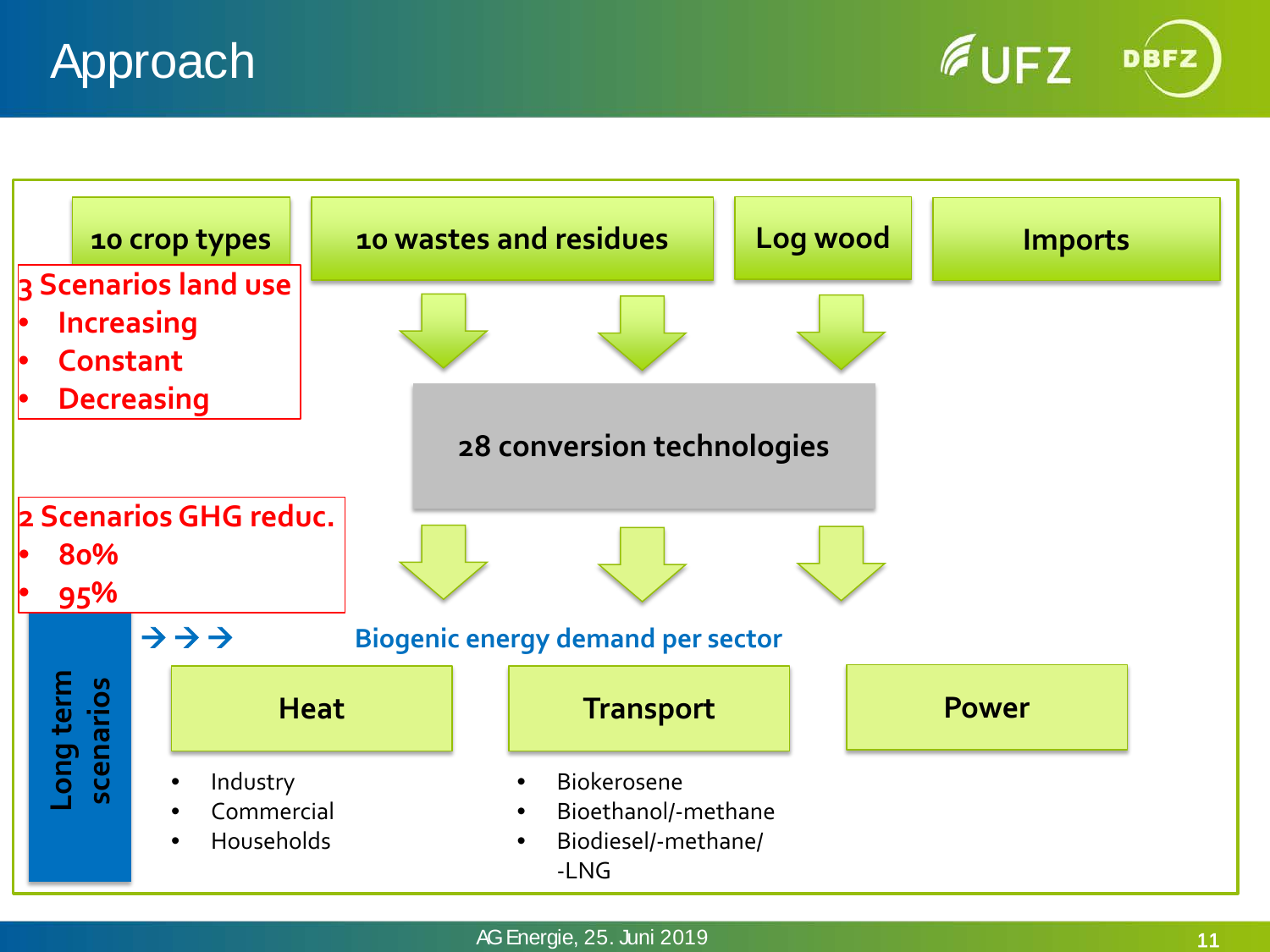# Approach

10 crop types

10 wastes and residues

Log wood

Imports

3 Scenarios land use
- Increasing
- Constant
- Decreasing

28 conversion technologies

2 Scenarios GHG reduc.
- 80%
- 95%

Long term scenarios

→→→ Biogenic energy demand per sector

**Heat**
- Industry
- Commercial
- Households

**Transport**
- Biokerosene
- Bioethanol/-methane
- Biodiesel/-methane/ -LNG

**Power**

AG Energie, 25. Juni 2019